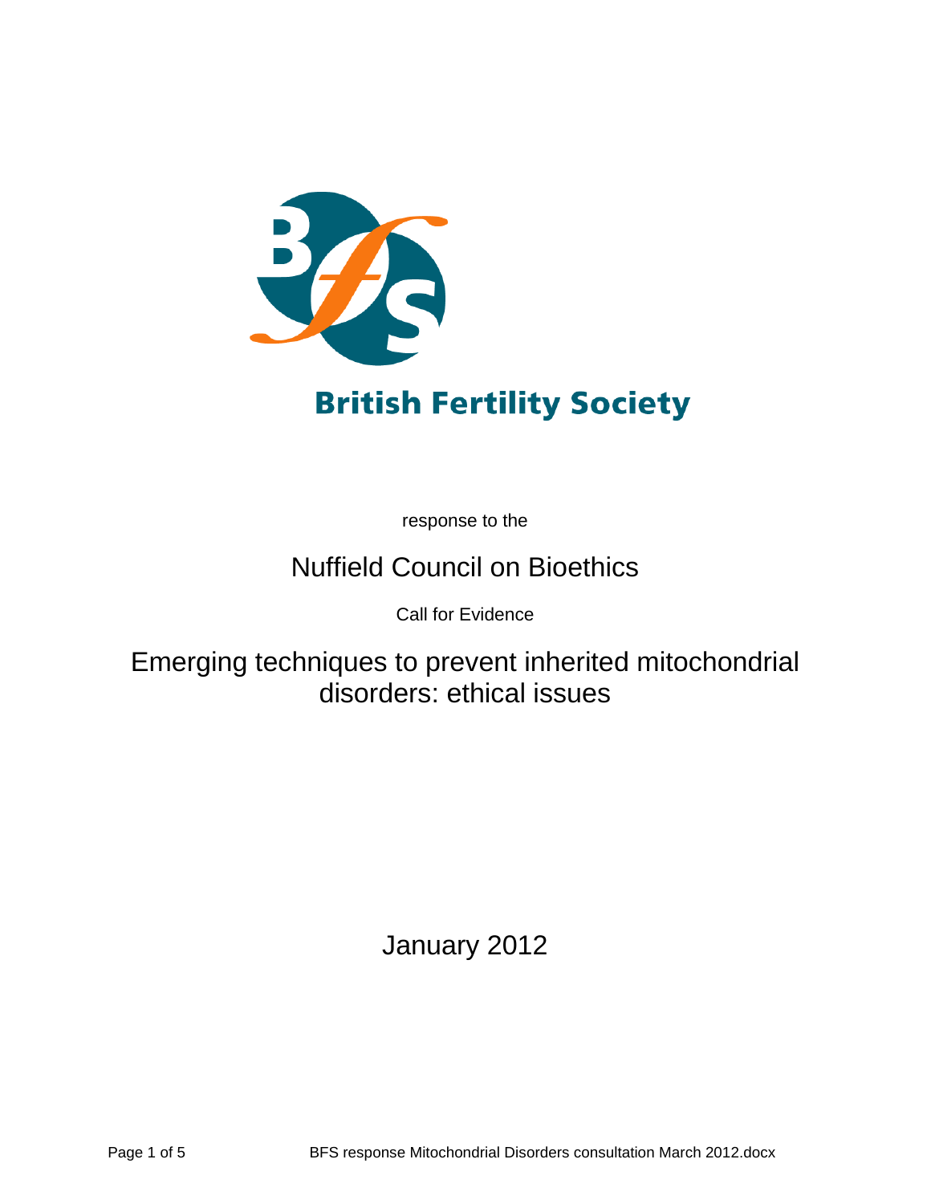# British Fertility Society

response to the

## Nuffield Council on Bioethics

Call for Evidence

## Emerging techniques to prevent inherited mitochondrial disorders: ethical issues

January 2012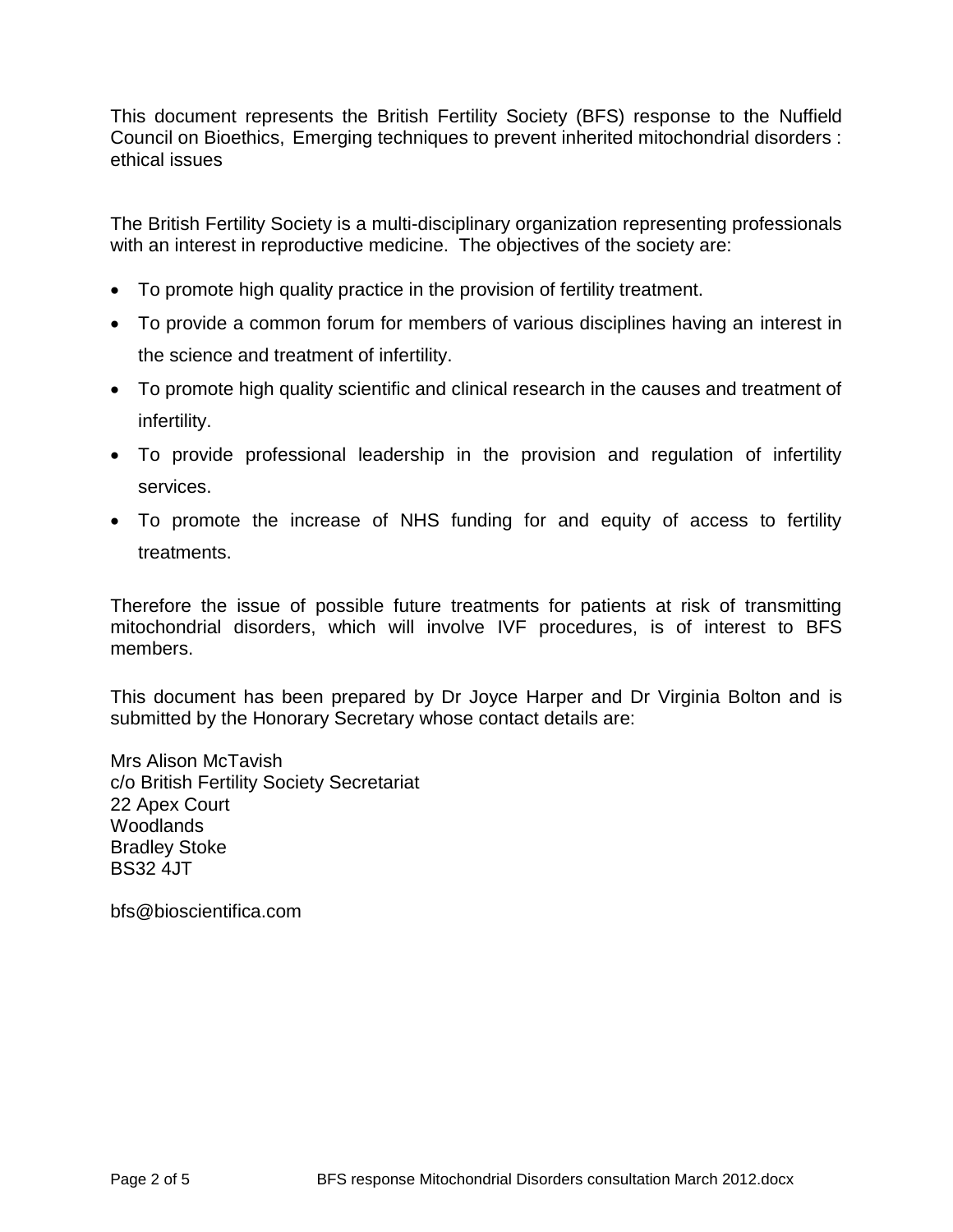This document represents the British Fertility Society (BFS) response to the Nuffield Council on Bioethics, Emerging techniques to prevent inherited mitochondrial disorders : ethical issues

The British Fertility Society is a multi-disciplinary organization representing professionals with an interest in reproductive medicine. The objectives of the society are:

- To promote high quality practice in the provision of fertility treatment.
- To provide a common forum for members of various disciplines having an interest in the science and treatment of infertility.
- To promote high quality scientific and clinical research in the causes and treatment of infertility.
- To provide professional leadership in the provision and regulation of infertility services.
- To promote the increase of NHS funding for and equity of access to fertility treatments.

Therefore the issue of possible future treatments for patients at risk of transmitting mitochondrial disorders, which will involve IVF procedures, is of interest to BFS members.

This document has been prepared by Dr Joyce Harper and Dr Virginia Bolton and is submitted by the Honorary Secretary whose contact details are:

Mrs Alison McTavish
c/o British Fertility Society Secretariat
22 Apex Court
Woodlands
Bradley Stoke
BS32 4JT

bfs@bioscientifica.com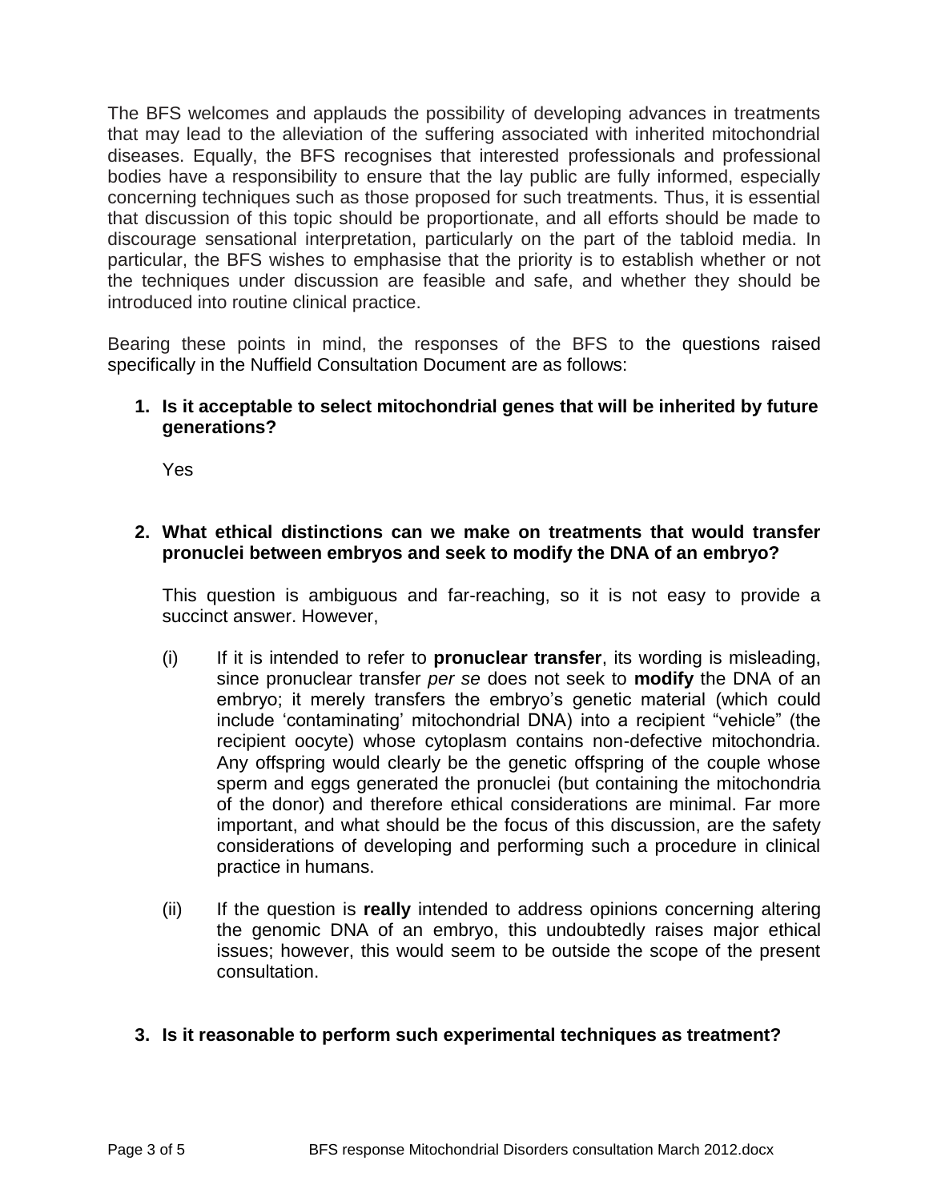The BFS welcomes and applauds the possibility of developing advances in treatments that may lead to the alleviation of the suffering associated with inherited mitochondrial diseases. Equally, the BFS recognises that interested professionals and professional bodies have a responsibility to ensure that the lay public are fully informed, especially concerning techniques such as those proposed for such treatments. Thus, it is essential that discussion of this topic should be proportionate, and all efforts should be made to discourage sensational interpretation, particularly on the part of the tabloid media. In particular, the BFS wishes to emphasise that the priority is to establish whether or not the techniques under discussion are feasible and safe, and whether they should be introduced into routine clinical practice.

Bearing these points in mind, the responses of the BFS to the questions raised specifically in the Nuffield Consultation Document are as follows:

**1. Is it acceptable to select mitochondrial genes that will be inherited by future generations?**

Yes

**2. What ethical distinctions can we make on treatments that would transfer pronuclei between embryos and seek to modify the DNA of an embryo?**

This question is ambiguous and far-reaching, so it is not easy to provide a succinct answer. However,

(i) If it is intended to refer to **pronuclear transfer**, its wording is misleading, since pronuclear transfer *per se* does not seek to **modify** the DNA of an embryo; it merely transfers the embryo's genetic material (which could include 'contaminating' mitochondrial DNA) into a recipient "vehicle" (the recipient oocyte) whose cytoplasm contains non-defective mitochondria. Any offspring would clearly be the genetic offspring of the couple whose sperm and eggs generated the pronuclei (but containing the mitochondria of the donor) and therefore ethical considerations are minimal. Far more important, and what should be the focus of this discussion, are the safety considerations of developing and performing such a procedure in clinical practice in humans.

(ii) If the question is **really** intended to address opinions concerning altering the genomic DNA of an embryo, this undoubtedly raises major ethical issues; however, this would seem to be outside the scope of the present consultation.

**3. Is it reasonable to perform such experimental techniques as treatment?**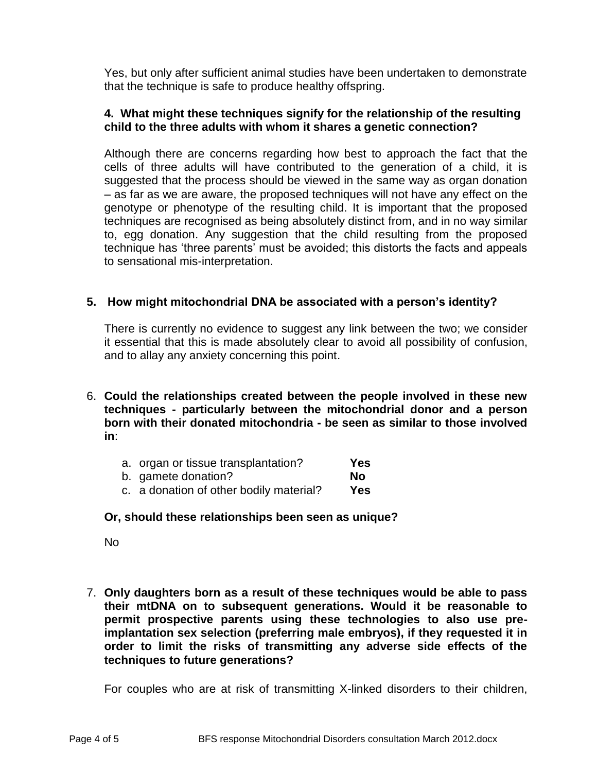Yes, but only after sufficient animal studies have been undertaken to demonstrate that the technique is safe to produce healthy offspring.

**4. What might these techniques signify for the relationship of the resulting child to the three adults with whom it shares a genetic connection?**

Although there are concerns regarding how best to approach the fact that the cells of three adults will have contributed to the generation of a child, it is suggested that the process should be viewed in the same way as organ donation – as far as we are aware, the proposed techniques will not have any effect on the genotype or phenotype of the resulting child. It is important that the proposed techniques are recognised as being absolutely distinct from, and in no way similar to, egg donation. Any suggestion that the child resulting from the proposed technique has 'three parents' must be avoided; this distorts the facts and appeals to sensational mis-interpretation.

**5. How might mitochondrial DNA be associated with a person's identity?**

There is currently no evidence to suggest any link between the two; we consider it essential that this is made absolutely clear to avoid all possibility of confusion, and to allay any anxiety concerning this point.

6. **Could the relationships created between the people involved in these new techniques - particularly between the mitochondrial donor and a person born with their donated mitochondria - be seen as similar to those involved in**:

   a. organ or tissue transplantation? **Yes**
   b. gamete donation? **No**
   c. a donation of other bodily material? **Yes**

   **Or, should these relationships been seen as unique?**

   No

7. **Only daughters born as a result of these techniques would be able to pass their mtDNA on to subsequent generations. Would it be reasonable to permit prospective parents using these technologies to also use pre-implantation sex selection (preferring male embryos), if they requested it in order to limit the risks of transmitting any adverse side effects of the techniques to future generations?**

   For couples who are at risk of transmitting X-linked disorders to their children,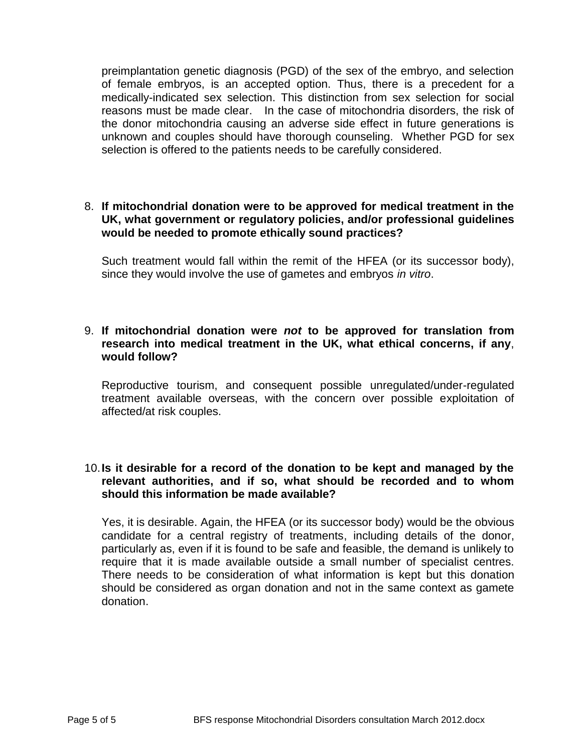preimplantation genetic diagnosis (PGD) of the sex of the embryo, and selection of female embryos, is an accepted option. Thus, there is a precedent for a medically-indicated sex selection. This distinction from sex selection for social reasons must be made clear. In the case of mitochondria disorders, the risk of the donor mitochondria causing an adverse side effect in future generations is unknown and couples should have thorough counseling. Whether PGD for sex selection is offered to the patients needs to be carefully considered.

8. **If mitochondrial donation were to be approved for medical treatment in the UK, what government or regulatory policies, and/or professional guidelines would be needed to promote ethically sound practices?**

   Such treatment would fall within the remit of the HFEA (or its successor body), since they would involve the use of gametes and embryos *in vitro*.

9. **If mitochondrial donation were *not* to be approved for translation from research into medical treatment in the UK, what ethical concerns, if any, would follow?**

   Reproductive tourism, and consequent possible unregulated/under-regulated treatment available overseas, with the concern over possible exploitation of affected/at risk couples.

10. **Is it desirable for a record of the donation to be kept and managed by the relevant authorities, and if so, what should be recorded and to whom should this information be made available?**

    Yes, it is desirable. Again, the HFEA (or its successor body) would be the obvious candidate for a central registry of treatments, including details of the donor, particularly as, even if it is found to be safe and feasible, the demand is unlikely to require that it is made available outside a small number of specialist centres. There needs to be consideration of what information is kept but this donation should be considered as organ donation and not in the same context as gamete donation.